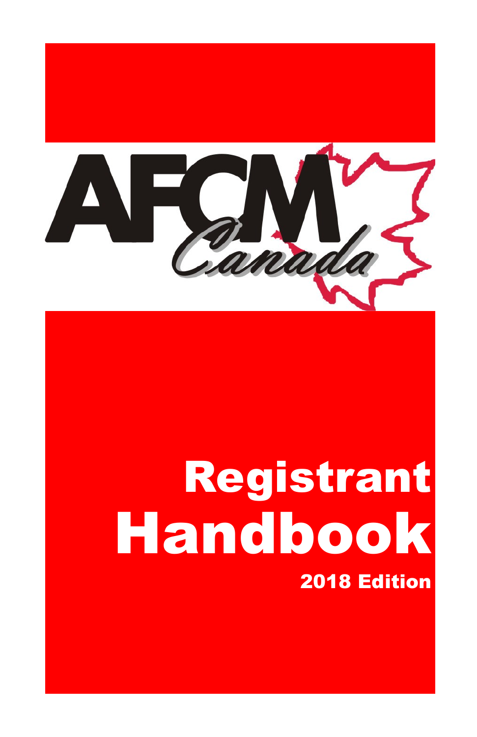AFCM Canada

# Registrant Handbook

**2018 Edition**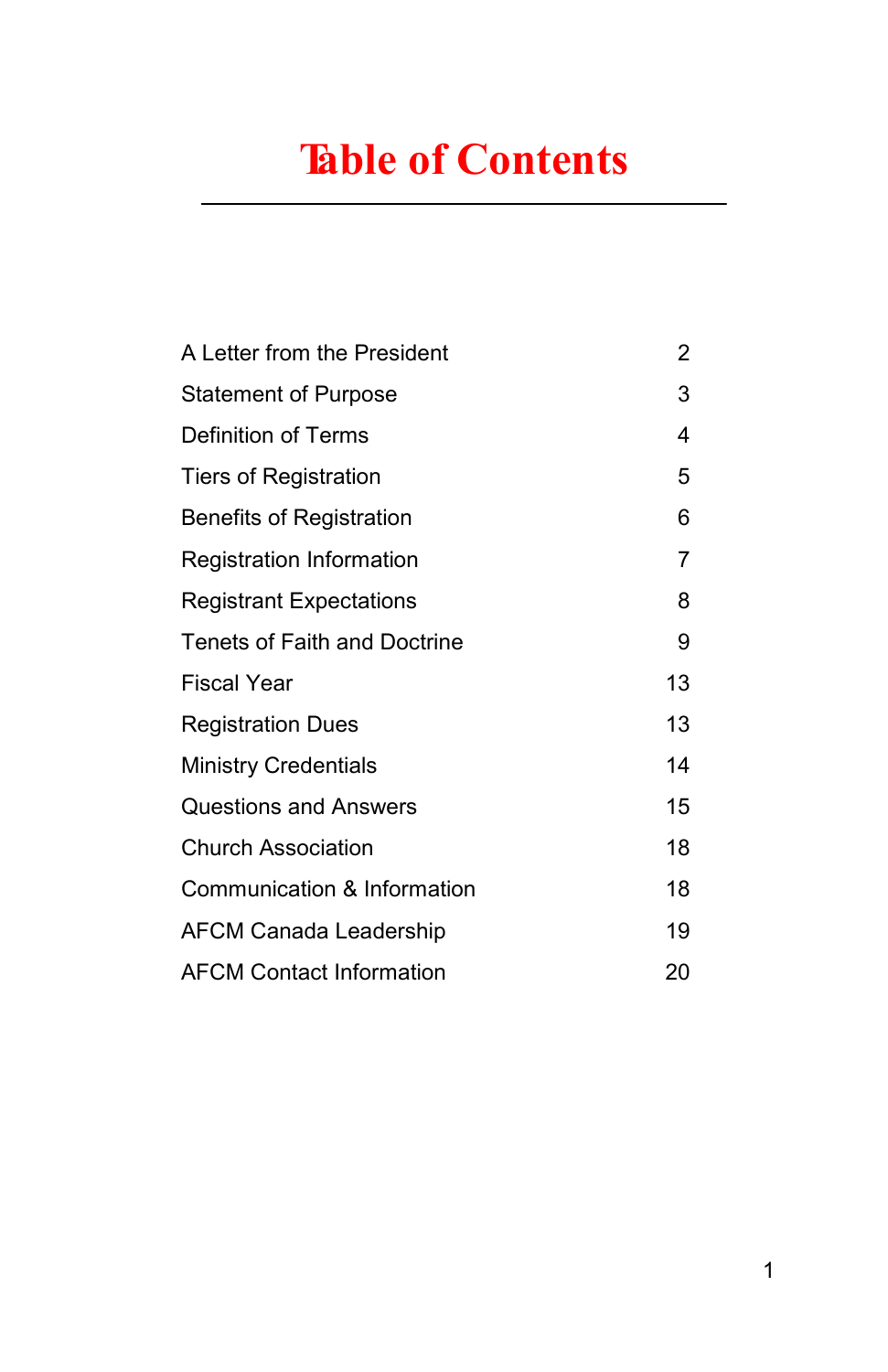# Table of Contents

| | |
|---|---|
| A Letter from the President | 2 |
| Statement of Purpose | 3 |
| Definition of Terms | 4 |
| Tiers of Registration | 5 |
| Benefits of Registration | 6 |
| Registration Information | 7 |
| Registrant Expectations | 8 |
| Tenets of Faith and Doctrine | 9 |
| Fiscal Year | 13 |
| Registration Dues | 13 |
| Ministry Credentials | 14 |
| Questions and Answers | 15 |
| Church Association | 18 |
| Communication & Information | 18 |
| AFCM Canada Leadership | 19 |
| AFCM Contact Information | 20 |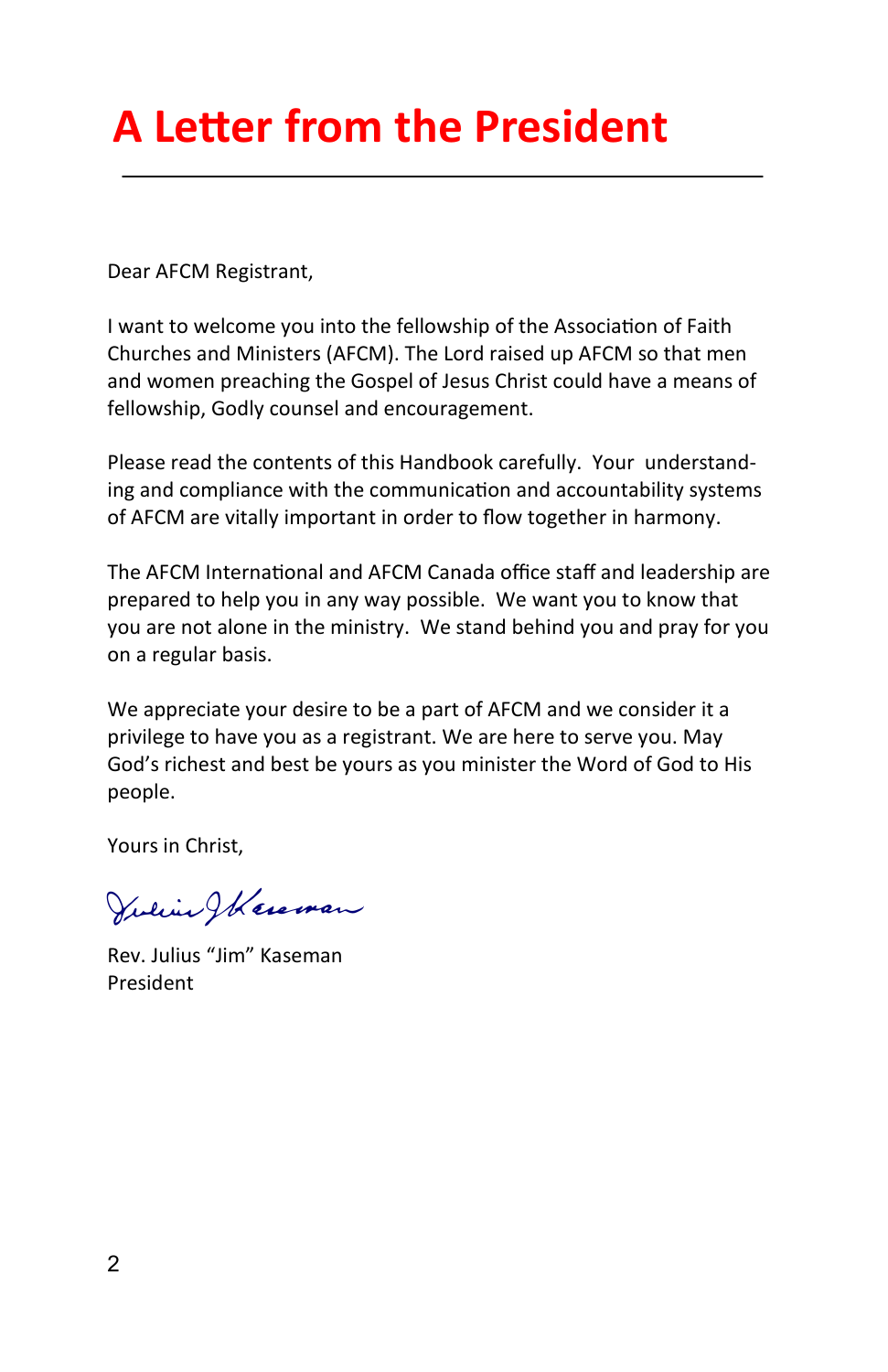# A Letter from the President

---

Dear AFCM Registrant,

I want to welcome you into the fellowship of the Association of Faith Churches and Ministers (AFCM). The Lord raised up AFCM so that men and women preaching the Gospel of Jesus Christ could have a means of fellowship, Godly counsel and encouragement.

Please read the contents of this Handbook carefully. Your understanding and compliance with the communication and accountability systems of AFCM are vitally important in order to flow together in harmony.

The AFCM International and AFCM Canada office staff and leadership are prepared to help you in any way possible. We want you to know that you are not alone in the ministry. We stand behind you and pray for you on a regular basis.

We appreciate your desire to be a part of AFCM and we consider it a privilege to have you as a registrant. We are here to serve you. May God's richest and best be yours as you minister the Word of God to His people.

Yours in Christ,

Rev. Julius "Jim" Kaseman
President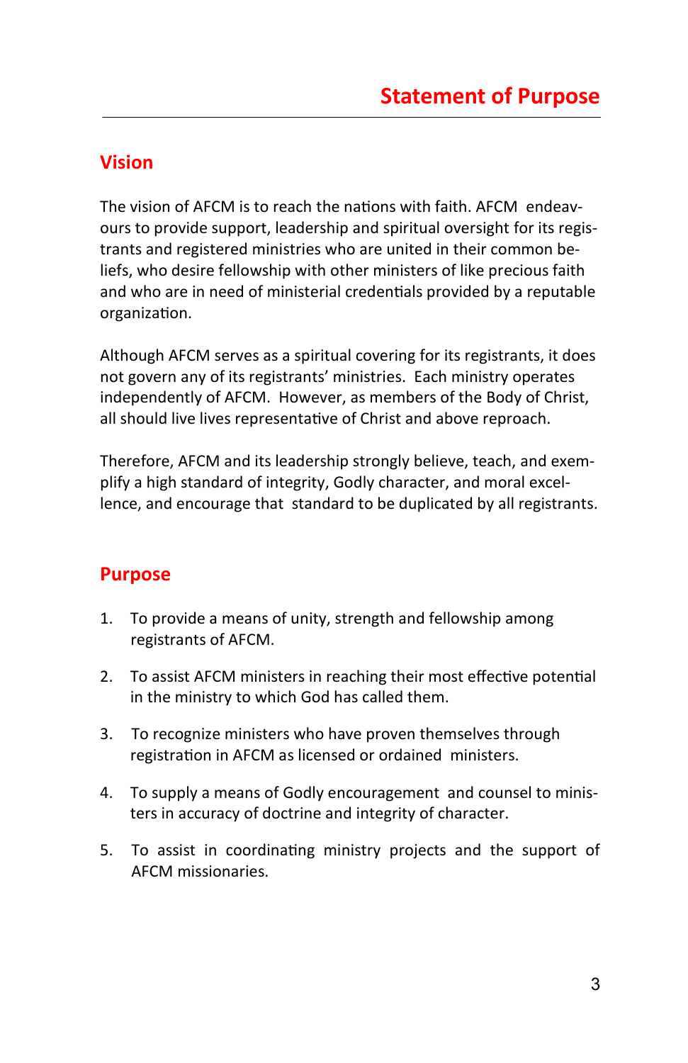# Statement of Purpose

## Vision

The vision of AFCM is to reach the nations with faith. AFCM endeavours to provide support, leadership and spiritual oversight for its registrants and registered ministries who are united in their common beliefs, who desire fellowship with other ministers of like precious faith and who are in need of ministerial credentials provided by a reputable organization.

Although AFCM serves as a spiritual covering for its registrants, it does not govern any of its registrants' ministries. Each ministry operates independently of AFCM. However, as members of the Body of Christ, all should live lives representative of Christ and above reproach.

Therefore, AFCM and its leadership strongly believe, teach, and exemplify a high standard of integrity, Godly character, and moral excellence, and encourage that standard to be duplicated by all registrants.

## Purpose

1. To provide a means of unity, strength and fellowship among registrants of AFCM.
2. To assist AFCM ministers in reaching their most effective potential in the ministry to which God has called them.
3. To recognize ministers who have proven themselves through registration in AFCM as licensed or ordained ministers.
4. To supply a means of Godly encouragement and counsel to ministers in accuracy of doctrine and integrity of character.
5. To assist in coordinating ministry projects and the support of AFCM missionaries.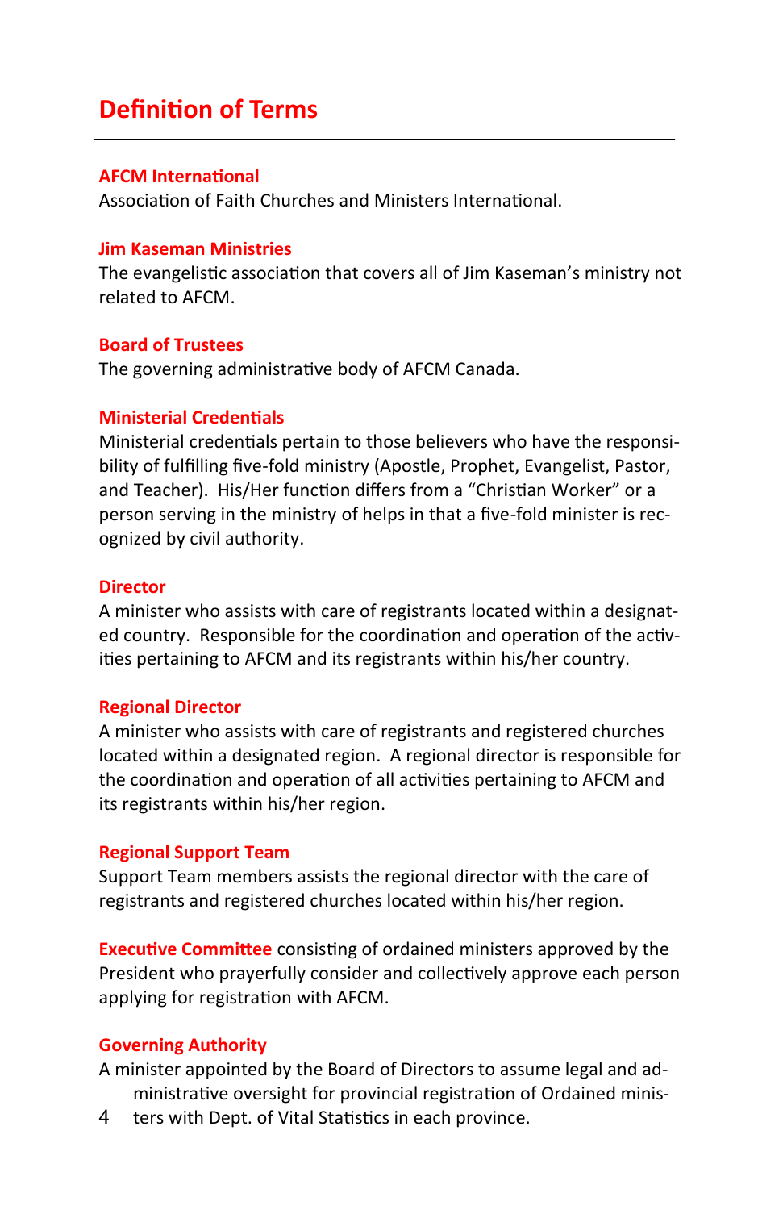# Definition of Terms

---

### AFCM International

Association of Faith Churches and Ministers International.

### Jim Kaseman Ministries

The evangelistic association that covers all of Jim Kaseman's ministry not related to AFCM.

### Board of Trustees

The governing administrative body of AFCM Canada.

### Ministerial Credentials

Ministerial credentials pertain to those believers who have the responsibility of fulfilling five-fold ministry (Apostle, Prophet, Evangelist, Pastor, and Teacher). His/Her function differs from a "Christian Worker" or a person serving in the ministry of helps in that a five-fold minister is recognized by civil authority.

### Director

A minister who assists with care of registrants located within a designated country. Responsible for the coordination and operation of the activities pertaining to AFCM and its registrants within his/her country.

### Regional Director

A minister who assists with care of registrants and registered churches located within a designated region. A regional director is responsible for the coordination and operation of all activities pertaining to AFCM and its registrants within his/her region.

### Regional Support Team

Support Team members assists the regional director with the care of registrants and registered churches located within his/her region.

**Executive Committee** consisting of ordained ministers approved by the President who prayerfully consider and collectively approve each person applying for registration with AFCM.

### Governing Authority

A minister appointed by the Board of Directors to assume legal and administrative oversight for provincial registration of Ordained ministers with Dept. of Vital Statistics in each province.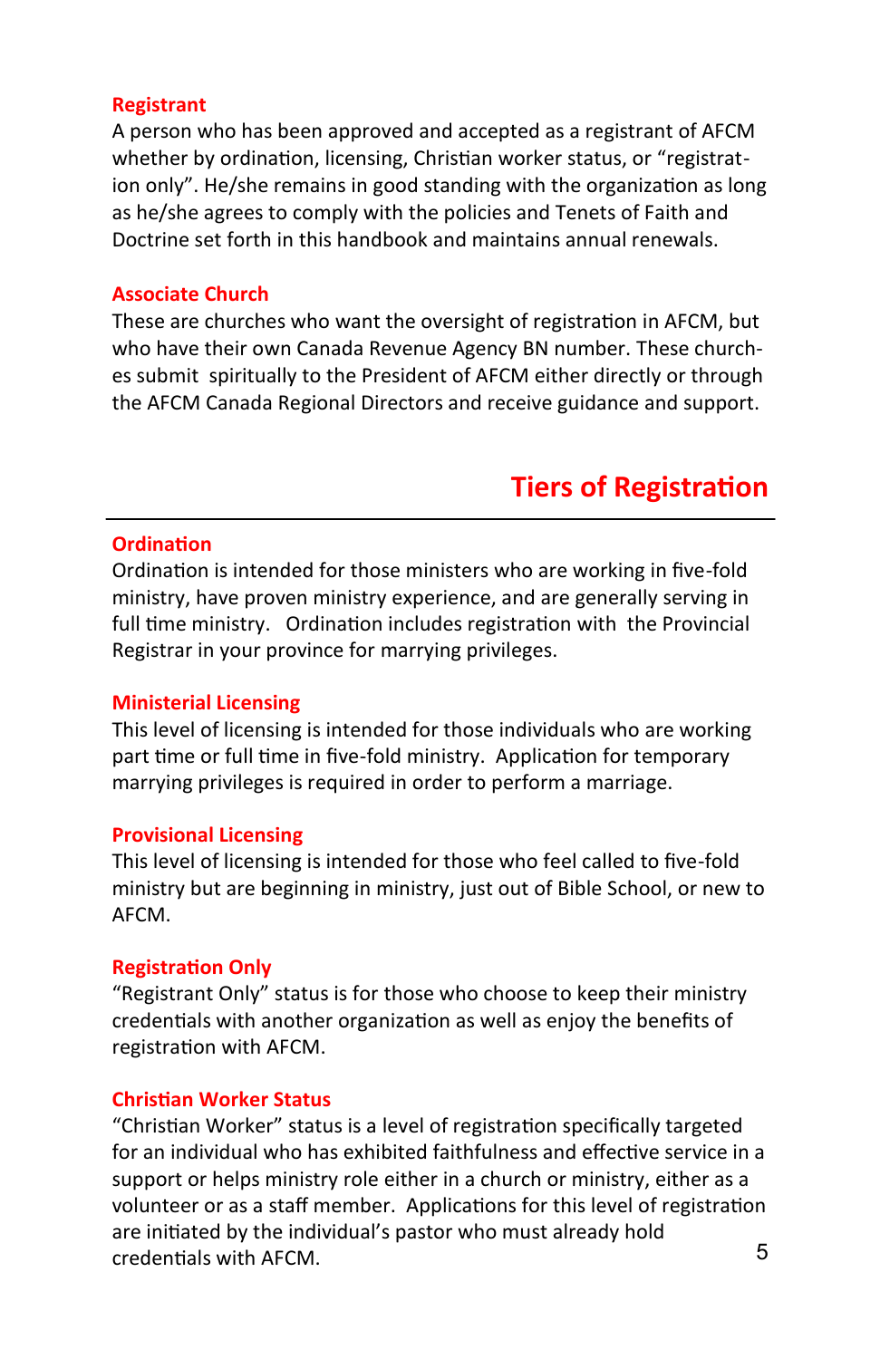### Registrant

A person who has been approved and accepted as a registrant of AFCM whether by ordination, licensing, Christian worker status, or "registration only". He/she remains in good standing with the organization as long as he/she agrees to comply with the policies and Tenets of Faith and Doctrine set forth in this handbook and maintains annual renewals.

### Associate Church

These are churches who want the oversight of registration in AFCM, but who have their own Canada Revenue Agency BN number. These churches submit spiritually to the President of AFCM either directly or through the AFCM Canada Regional Directors and receive guidance and support.

## Tiers of Registration

### Ordination

Ordination is intended for those ministers who are working in five-fold ministry, have proven ministry experience, and are generally serving in full time ministry. Ordination includes registration with the Provincial Registrar in your province for marrying privileges.

### Ministerial Licensing

This level of licensing is intended for those individuals who are working part time or full time in five-fold ministry. Application for temporary marrying privileges is required in order to perform a marriage.

### Provisional Licensing

This level of licensing is intended for those who feel called to five-fold ministry but are beginning in ministry, just out of Bible School, or new to AFCM.

### Registration Only

"Registrant Only" status is for those who choose to keep their ministry credentials with another organization as well as enjoy the benefits of registration with AFCM.

### Christian Worker Status

"Christian Worker" status is a level of registration specifically targeted for an individual who has exhibited faithfulness and effective service in a support or helps ministry role either in a church or ministry, either as a volunteer or as a staff member. Applications for this level of registration are initiated by the individual's pastor who must already hold credentials with AFCM.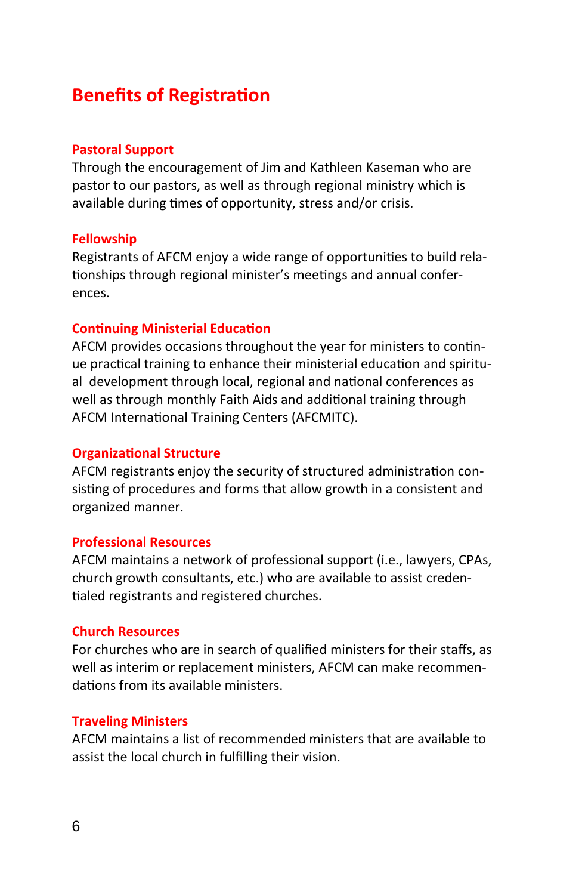## Benefits of Registration

### Pastoral Support

Through the encouragement of Jim and Kathleen Kaseman who are pastor to our pastors, as well as through regional ministry which is available during times of opportunity, stress and/or crisis.

### Fellowship

Registrants of AFCM enjoy a wide range of opportunities to build relationships through regional minister's meetings and annual conferences.

### Continuing Ministerial Education

AFCM provides occasions throughout the year for ministers to continue practical training to enhance their ministerial education and spiritual development through local, regional and national conferences as well as through monthly Faith Aids and additional training through AFCM International Training Centers (AFCMITC).

### Organizational Structure

AFCM registrants enjoy the security of structured administration consisting of procedures and forms that allow growth in a consistent and organized manner.

### Professional Resources

AFCM maintains a network of professional support (i.e., lawyers, CPAs, church growth consultants, etc.) who are available to assist credentialed registrants and registered churches.

### Church Resources

For churches who are in search of qualified ministers for their staffs, as well as interim or replacement ministers, AFCM can make recommendations from its available ministers.

### Traveling Ministers

AFCM maintains a list of recommended ministers that are available to assist the local church in fulfilling their vision.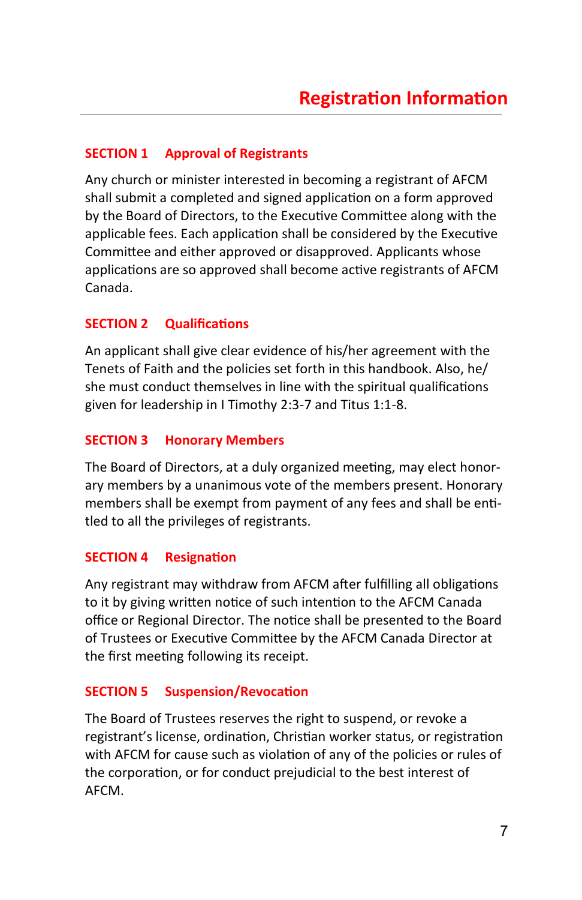# Registration Information

## SECTION 1 Approval of Registrants

Any church or minister interested in becoming a registrant of AFCM shall submit a completed and signed application on a form approved by the Board of Directors, to the Executive Committee along with the applicable fees. Each application shall be considered by the Executive Committee and either approved or disapproved. Applicants whose applications are so approved shall become active registrants of AFCM Canada.

## SECTION 2 Qualifications

An applicant shall give clear evidence of his/her agreement with the Tenets of Faith and the policies set forth in this handbook. Also, he/she must conduct themselves in line with the spiritual qualifications given for leadership in I Timothy 2:3-7 and Titus 1:1-8.

## SECTION 3 Honorary Members

The Board of Directors, at a duly organized meeting, may elect honorary members by a unanimous vote of the members present. Honorary members shall be exempt from payment of any fees and shall be entitled to all the privileges of registrants.

## SECTION 4 Resignation

Any registrant may withdraw from AFCM after fulfilling all obligations to it by giving written notice of such intention to the AFCM Canada office or Regional Director. The notice shall be presented to the Board of Trustees or Executive Committee by the AFCM Canada Director at the first meeting following its receipt.

## SECTION 5 Suspension/Revocation

The Board of Trustees reserves the right to suspend, or revoke a registrant's license, ordination, Christian worker status, or registration with AFCM for cause such as violation of any of the policies or rules of the corporation, or for conduct prejudicial to the best interest of AFCM.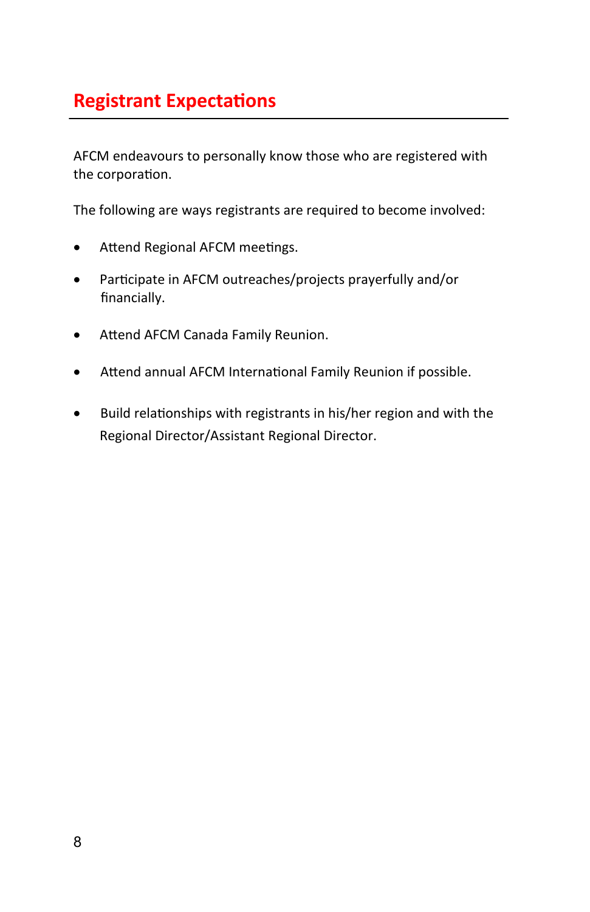## Registrant Expectations

AFCM endeavours to personally know those who are registered with the corporation.

The following are ways registrants are required to become involved:

- Attend Regional AFCM meetings.
- Participate in AFCM outreaches/projects prayerfully and/or financially.
- Attend AFCM Canada Family Reunion.
- Attend annual AFCM International Family Reunion if possible.
- Build relationships with registrants in his/her region and with the Regional Director/Assistant Regional Director.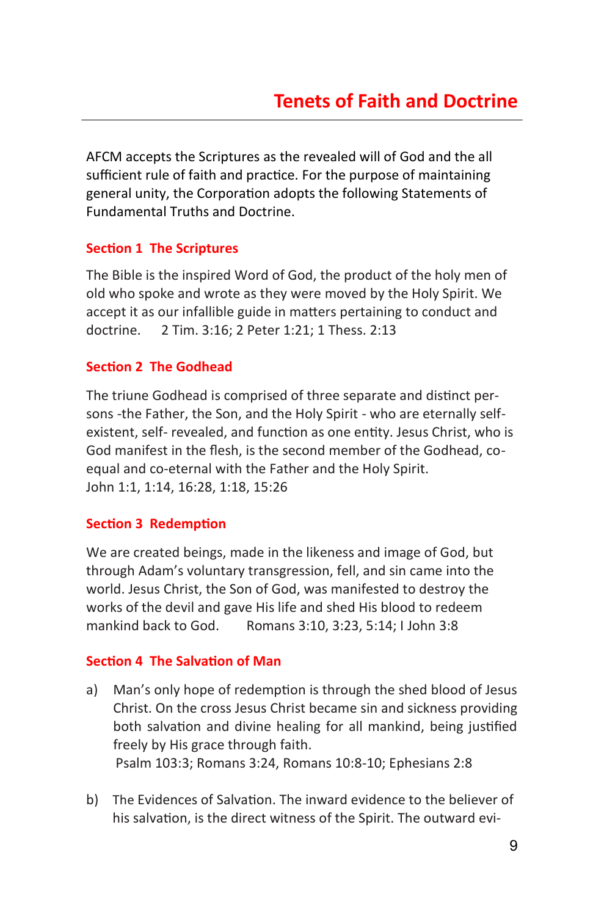# Tenets of Faith and Doctrine

AFCM accepts the Scriptures as the revealed will of God and the all sufficient rule of faith and practice. For the purpose of maintaining general unity, the Corporation adopts the following Statements of Fundamental Truths and Doctrine.

## Section 1 The Scriptures

The Bible is the inspired Word of God, the product of the holy men of old who spoke and wrote as they were moved by the Holy Spirit. We accept it as our infallible guide in matters pertaining to conduct and doctrine. 2 Tim. 3:16; 2 Peter 1:21; 1 Thess. 2:13

## Section 2 The Godhead

The triune Godhead is comprised of three separate and distinct persons -the Father, the Son, and the Holy Spirit - who are eternally self-existent, self- revealed, and function as one entity. Jesus Christ, who is God manifest in the flesh, is the second member of the Godhead, co-equal and co-eternal with the Father and the Holy Spirit.
John 1:1, 1:14, 16:28, 1:18, 15:26

## Section 3 Redemption

We are created beings, made in the likeness and image of God, but through Adam's voluntary transgression, fell, and sin came into the world. Jesus Christ, the Son of God, was manifested to destroy the works of the devil and gave His life and shed His blood to redeem mankind back to God. Romans 3:10, 3:23, 5:14; I John 3:8

## Section 4 The Salvation of Man

a) Man's only hope of redemption is through the shed blood of Jesus Christ. On the cross Jesus Christ became sin and sickness providing both salvation and divine healing for all mankind, being justified freely by His grace through faith.
Psalm 103:3; Romans 3:24, Romans 10:8-10; Ephesians 2:8

b) The Evidences of Salvation. The inward evidence to the believer of his salvation, is the direct witness of the Spirit. The outward evi-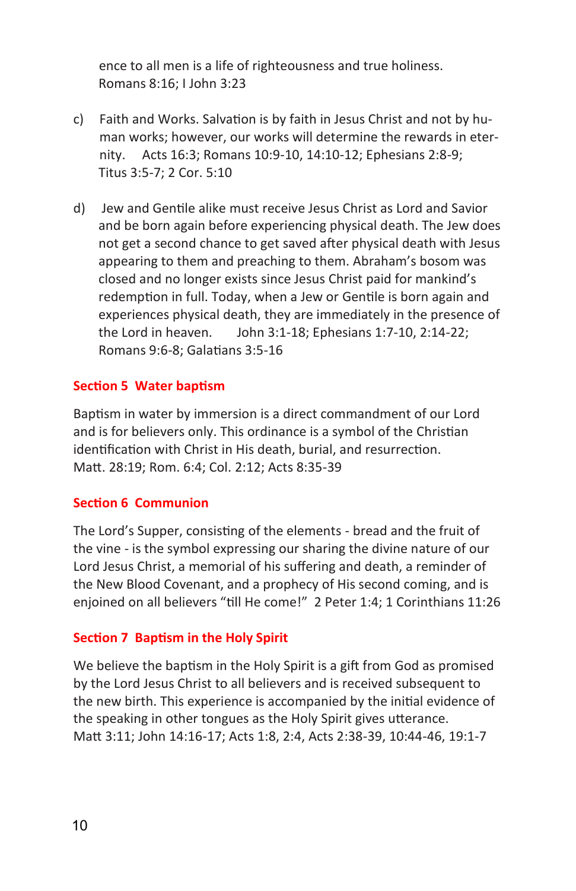ence to all men is a life of righteousness and true holiness. Romans 8:16; I John 3:23

c) Faith and Works. Salvation is by faith in Jesus Christ and not by human works; however, our works will determine the rewards in eternity. Acts 16:3; Romans 10:9-10, 14:10-12; Ephesians 2:8-9; Titus 3:5-7; 2 Cor. 5:10

d) Jew and Gentile alike must receive Jesus Christ as Lord and Savior and be born again before experiencing physical death. The Jew does not get a second chance to get saved after physical death with Jesus appearing to them and preaching to them. Abraham's bosom was closed and no longer exists since Jesus Christ paid for mankind's redemption in full. Today, when a Jew or Gentile is born again and experiences physical death, they are immediately in the presence of the Lord in heaven. John 3:1-18; Ephesians 1:7-10, 2:14-22; Romans 9:6-8; Galatians 3:5-16

## Section 5 Water baptism

Baptism in water by immersion is a direct commandment of our Lord and is for believers only. This ordinance is a symbol of the Christian identification with Christ in His death, burial, and resurrection. Matt. 28:19; Rom. 6:4; Col. 2:12; Acts 8:35-39

## Section 6 Communion

The Lord's Supper, consisting of the elements - bread and the fruit of the vine - is the symbol expressing our sharing the divine nature of our Lord Jesus Christ, a memorial of his suffering and death, a reminder of the New Blood Covenant, and a prophecy of His second coming, and is enjoined on all believers "till He come!" 2 Peter 1:4; 1 Corinthians 11:26

## Section 7 Baptism in the Holy Spirit

We believe the baptism in the Holy Spirit is a gift from God as promised by the Lord Jesus Christ to all believers and is received subsequent to the new birth. This experience is accompanied by the initial evidence of the speaking in other tongues as the Holy Spirit gives utterance. Matt 3:11; John 14:16-17; Acts 1:8, 2:4, Acts 2:38-39, 10:44-46, 19:1-7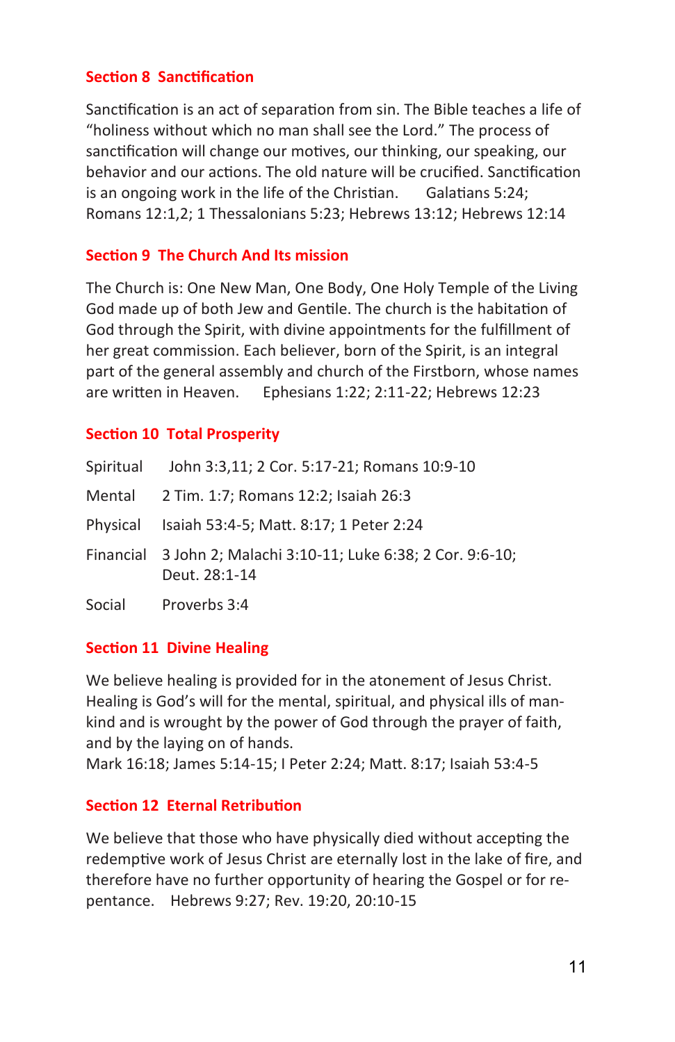## Section 8 Sanctification

Sanctification is an act of separation from sin. The Bible teaches a life of "holiness without which no man shall see the Lord." The process of sanctification will change our motives, our thinking, our speaking, our behavior and our actions. The old nature will be crucified. Sanctification is an ongoing work in the life of the Christian. Galatians 5:24; Romans 12:1,2; 1 Thessalonians 5:23; Hebrews 13:12; Hebrews 12:14

## Section 9 The Church And Its mission

The Church is: One New Man, One Body, One Holy Temple of the Living God made up of both Jew and Gentile. The church is the habitation of God through the Spirit, with divine appointments for the fulfillment of her great commission. Each believer, born of the Spirit, is an integral part of the general assembly and church of the Firstborn, whose names are written in Heaven. Ephesians 1:22; 2:11-22; Hebrews 12:23

## Section 10 Total Prosperity

| | |
|---|---|
| Spiritual | John 3:3,11; 2 Cor. 5:17-21; Romans 10:9-10 |
| Mental | 2 Tim. 1:7; Romans 12:2; Isaiah 26:3 |
| Physical | Isaiah 53:4-5; Matt. 8:17; 1 Peter 2:24 |
| Financial | 3 John 2; Malachi 3:10-11; Luke 6:38; 2 Cor. 9:6-10; Deut. 28:1-14 |
| Social | Proverbs 3:4 |

## Section 11 Divine Healing

We believe healing is provided for in the atonement of Jesus Christ. Healing is God's will for the mental, spiritual, and physical ills of mankind and is wrought by the power of God through the prayer of faith, and by the laying on of hands.
Mark 16:18; James 5:14-15; I Peter 2:24; Matt. 8:17; Isaiah 53:4-5

## Section 12 Eternal Retribution

We believe that those who have physically died without accepting the redemptive work of Jesus Christ are eternally lost in the lake of fire, and therefore have no further opportunity of hearing the Gospel or for repentance. Hebrews 9:27; Rev. 19:20, 20:10-15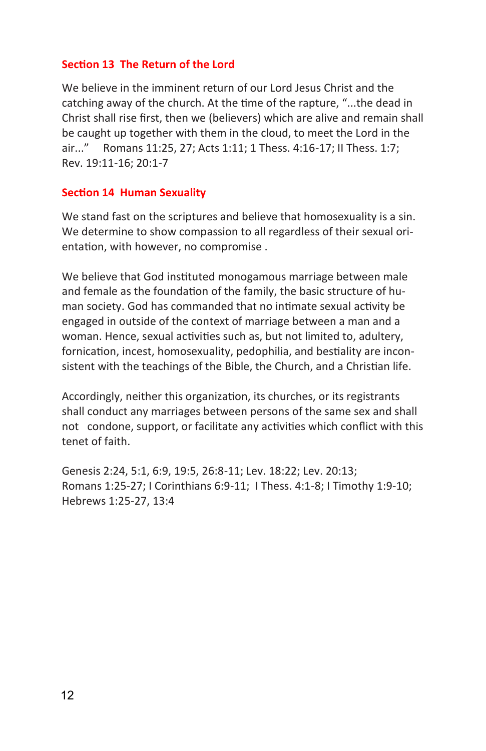### Section 13 The Return of the Lord

We believe in the imminent return of our Lord Jesus Christ and the catching away of the church. At the time of the rapture, "...the dead in Christ shall rise first, then we (believers) which are alive and remain shall be caught up together with them in the cloud, to meet the Lord in the air..." Romans 11:25, 27; Acts 1:11; 1 Thess. 4:16-17; II Thess. 1:7; Rev. 19:11-16; 20:1-7

### Section 14 Human Sexuality

We stand fast on the scriptures and believe that homosexuality is a sin. We determine to show compassion to all regardless of their sexual orientation, with however, no compromise .

We believe that God instituted monogamous marriage between male and female as the foundation of the family, the basic structure of human society. God has commanded that no intimate sexual activity be engaged in outside of the context of marriage between a man and a woman. Hence, sexual activities such as, but not limited to, adultery, fornication, incest, homosexuality, pedophilia, and bestiality are inconsistent with the teachings of the Bible, the Church, and a Christian life.

Accordingly, neither this organization, its churches, or its registrants shall conduct any marriages between persons of the same sex and shall not condone, support, or facilitate any activities which conflict with this tenet of faith.

Genesis 2:24, 5:1, 6:9, 19:5, 26:8-11; Lev. 18:22; Lev. 20:13; Romans 1:25-27; I Corinthians 6:9-11; I Thess. 4:1-8; I Timothy 1:9-10; Hebrews 1:25-27, 13:4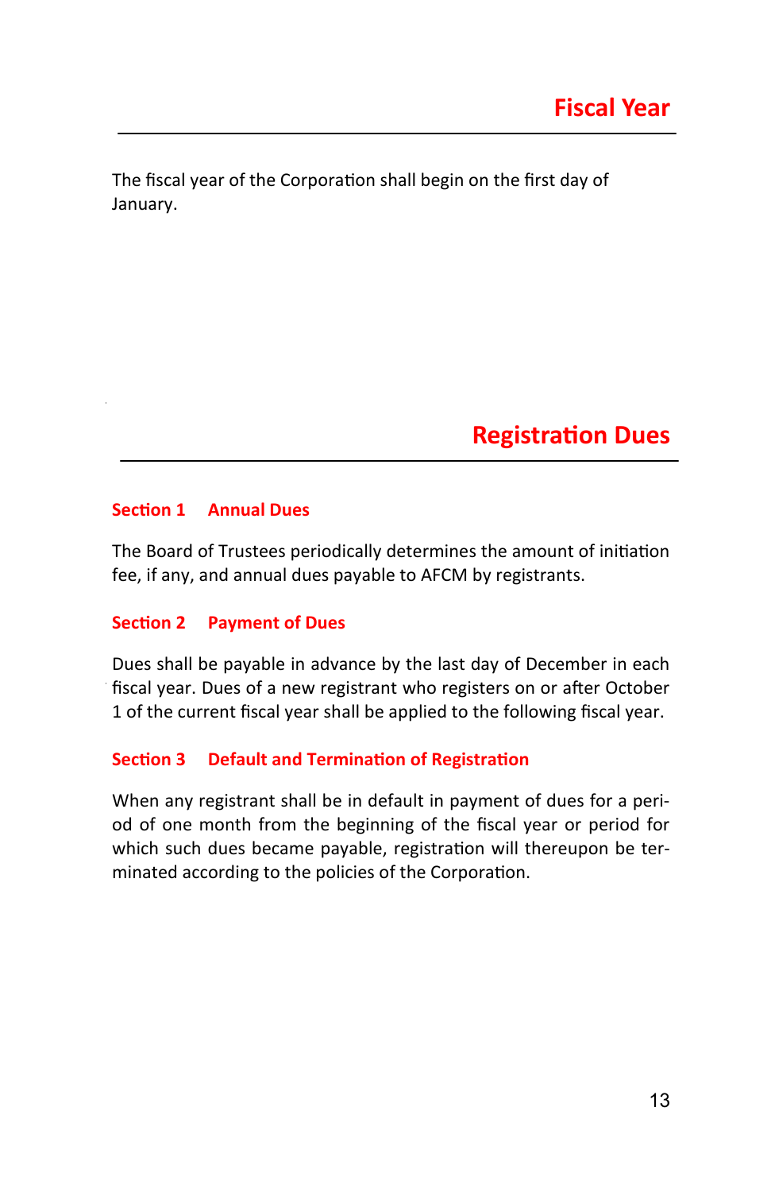# Fiscal Year

The fiscal year of the Corporation shall begin on the first day of January.

# Registration Dues

### Section 1 Annual Dues

The Board of Trustees periodically determines the amount of initiation fee, if any, and annual dues payable to AFCM by registrants.

### Section 2 Payment of Dues

Dues shall be payable in advance by the last day of December in each fiscal year. Dues of a new registrant who registers on or after October 1 of the current fiscal year shall be applied to the following fiscal year.

### Section 3 Default and Termination of Registration

When any registrant shall be in default in payment of dues for a period of one month from the beginning of the fiscal year or period for which such dues became payable, registration will thereupon be terminated according to the policies of the Corporation.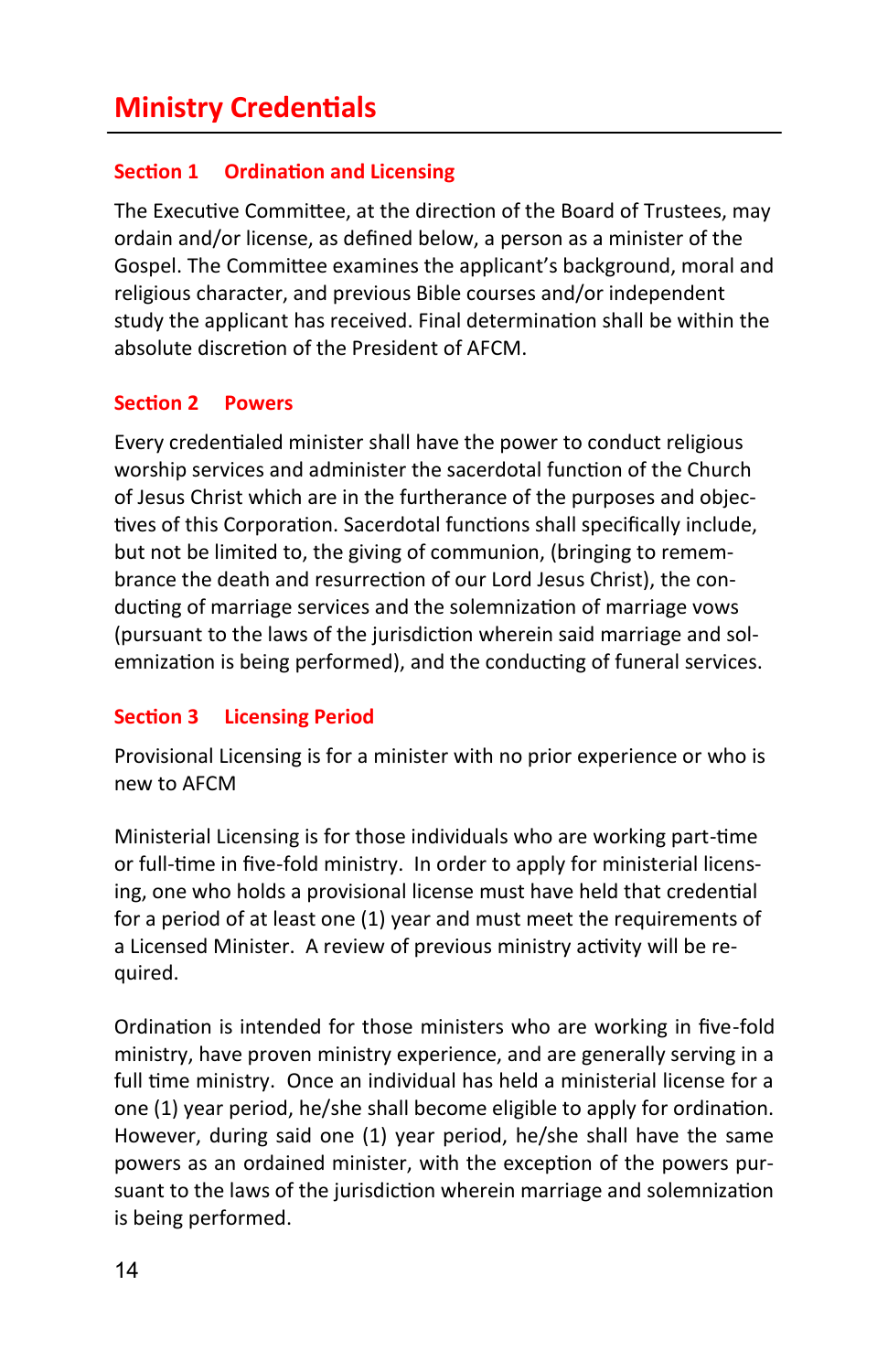# Ministry Credentials

## Section 1 Ordination and Licensing

The Executive Committee, at the direction of the Board of Trustees, may ordain and/or license, as defined below, a person as a minister of the Gospel. The Committee examines the applicant's background, moral and religious character, and previous Bible courses and/or independent study the applicant has received. Final determination shall be within the absolute discretion of the President of AFCM.

## Section 2 Powers

Every credentialed minister shall have the power to conduct religious worship services and administer the sacerdotal function of the Church of Jesus Christ which are in the furtherance of the purposes and objectives of this Corporation. Sacerdotal functions shall specifically include, but not be limited to, the giving of communion, (bringing to remembrance the death and resurrection of our Lord Jesus Christ), the conducting of marriage services and the solemnization of marriage vows (pursuant to the laws of the jurisdiction wherein said marriage and solemnization is being performed), and the conducting of funeral services.

## Section 3 Licensing Period

Provisional Licensing is for a minister with no prior experience or who is new to AFCM

Ministerial Licensing is for those individuals who are working part-time or full-time in five-fold ministry. In order to apply for ministerial licensing, one who holds a provisional license must have held that credential for a period of at least one (1) year and must meet the requirements of a Licensed Minister. A review of previous ministry activity will be required.

Ordination is intended for those ministers who are working in five-fold ministry, have proven ministry experience, and are generally serving in a full time ministry. Once an individual has held a ministerial license for a one (1) year period, he/she shall become eligible to apply for ordination. However, during said one (1) year period, he/she shall have the same powers as an ordained minister, with the exception of the powers pursuant to the laws of the jurisdiction wherein marriage and solemnization is being performed.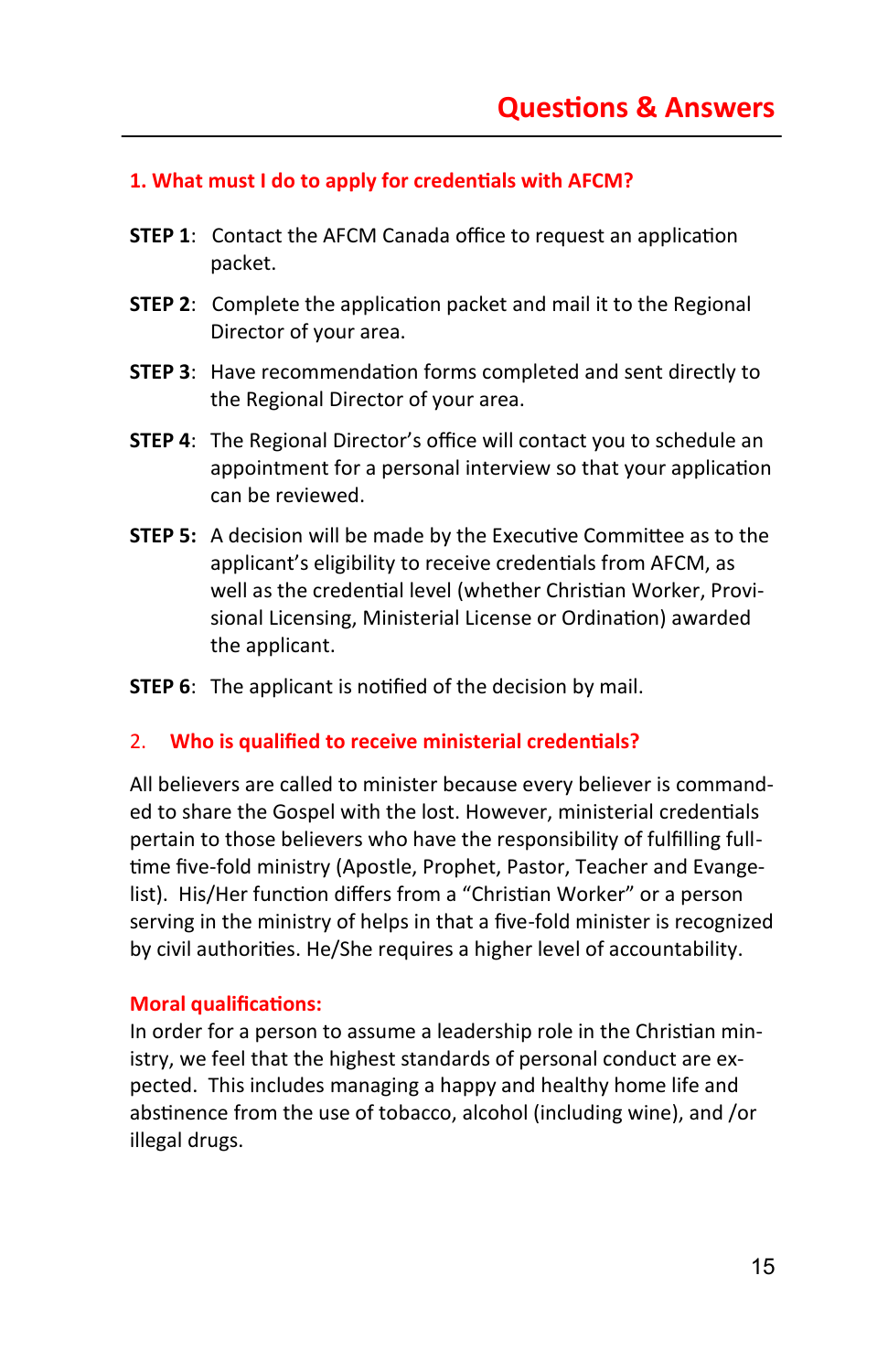# Questions & Answers

### 1. What must I do to apply for credentials with AFCM?

**STEP 1**: Contact the AFCM Canada office to request an application packet.

**STEP 2**: Complete the application packet and mail it to the Regional Director of your area.

**STEP 3**: Have recommendation forms completed and sent directly to the Regional Director of your area.

**STEP 4**: The Regional Director's office will contact you to schedule an appointment for a personal interview so that your application can be reviewed.

**STEP 5:** A decision will be made by the Executive Committee as to the applicant's eligibility to receive credentials from AFCM, as well as the credential level (whether Christian Worker, Provisional Licensing, Ministerial License or Ordination) awarded the applicant.

**STEP 6**: The applicant is notified of the decision by mail.

### 2. Who is qualified to receive ministerial credentials?

All believers are called to minister because every believer is commanded to share the Gospel with the lost. However, ministerial credentials pertain to those believers who have the responsibility of fulfilling full-time five-fold ministry (Apostle, Prophet, Pastor, Teacher and Evangelist). His/Her function differs from a "Christian Worker" or a person serving in the ministry of helps in that a five-fold minister is recognized by civil authorities. He/She requires a higher level of accountability.

**Moral qualifications:**

In order for a person to assume a leadership role in the Christian ministry, we feel that the highest standards of personal conduct are expected. This includes managing a happy and healthy home life and abstinence from the use of tobacco, alcohol (including wine), and /or illegal drugs.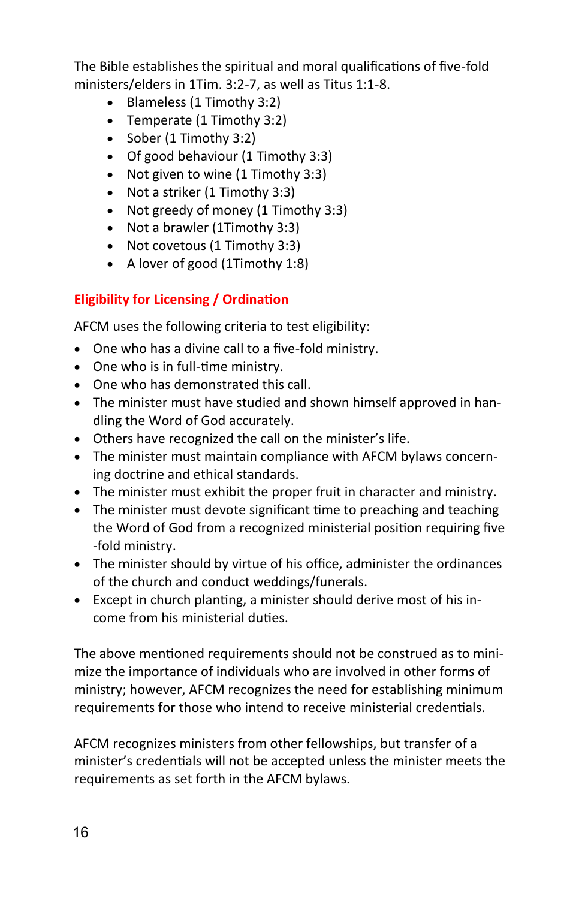The Bible establishes the spiritual and moral qualifications of five-fold ministers/elders in 1Tim. 3:2-7, as well as Titus 1:1-8.

- Blameless (1 Timothy 3:2)
- Temperate (1 Timothy 3:2)
- Sober (1 Timothy 3:2)
- Of good behaviour (1 Timothy 3:3)
- Not given to wine (1 Timothy 3:3)
- Not a striker (1 Timothy 3:3)
- Not greedy of money (1 Timothy 3:3)
- Not a brawler (1Timothy 3:3)
- Not covetous (1 Timothy 3:3)
- A lover of good (1Timothy 1:8)

### Eligibility for Licensing / Ordination

AFCM uses the following criteria to test eligibility:

- One who has a divine call to a five-fold ministry.
- One who is in full-time ministry.
- One who has demonstrated this call.
- The minister must have studied and shown himself approved in handling the Word of God accurately.
- Others have recognized the call on the minister's life.
- The minister must maintain compliance with AFCM bylaws concerning doctrine and ethical standards.
- The minister must exhibit the proper fruit in character and ministry.
- The minister must devote significant time to preaching and teaching the Word of God from a recognized ministerial position requiring five-fold ministry.
- The minister should by virtue of his office, administer the ordinances of the church and conduct weddings/funerals.
- Except in church planting, a minister should derive most of his income from his ministerial duties.

The above mentioned requirements should not be construed as to minimize the importance of individuals who are involved in other forms of ministry; however, AFCM recognizes the need for establishing minimum requirements for those who intend to receive ministerial credentials.

AFCM recognizes ministers from other fellowships, but transfer of a minister's credentials will not be accepted unless the minister meets the requirements as set forth in the AFCM bylaws.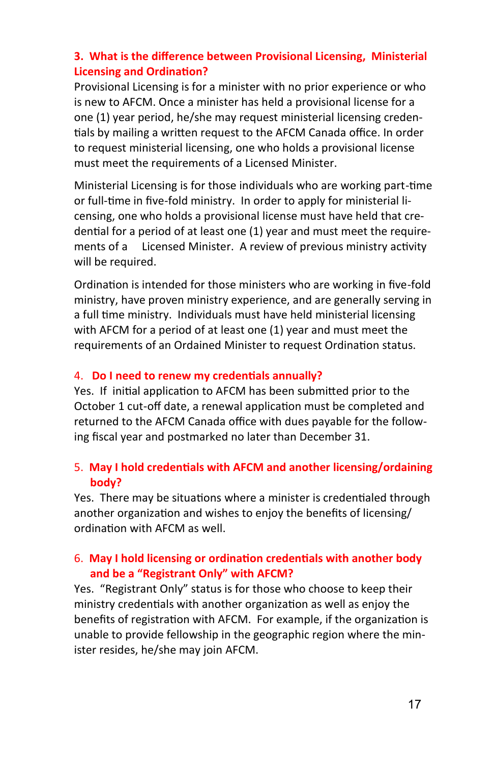### 3. What is the difference between Provisional Licensing, Ministerial Licensing and Ordination?

Provisional Licensing is for a minister with no prior experience or who is new to AFCM. Once a minister has held a provisional license for a one (1) year period, he/she may request ministerial licensing credentials by mailing a written request to the AFCM Canada office. In order to request ministerial licensing, one who holds a provisional license must meet the requirements of a Licensed Minister.

Ministerial Licensing is for those individuals who are working part-time or full-time in five-fold ministry. In order to apply for ministerial licensing, one who holds a provisional license must have held that credential for a period of at least one (1) year and must meet the requirements of a Licensed Minister. A review of previous ministry activity will be required.

Ordination is intended for those ministers who are working in five-fold ministry, have proven ministry experience, and are generally serving in a full time ministry. Individuals must have held ministerial licensing with AFCM for a period of at least one (1) year and must meet the requirements of an Ordained Minister to request Ordination status.

### 4. Do I need to renew my credentials annually?

Yes. If initial application to AFCM has been submitted prior to the October 1 cut-off date, a renewal application must be completed and returned to the AFCM Canada office with dues payable for the following fiscal year and postmarked no later than December 31.

### 5. May I hold credentials with AFCM and another licensing/ordaining body?

Yes. There may be situations where a minister is credentialed through another organization and wishes to enjoy the benefits of licensing/ordination with AFCM as well.

### 6. May I hold licensing or ordination credentials with another body and be a "Registrant Only" with AFCM?

Yes. "Registrant Only" status is for those who choose to keep their ministry credentials with another organization as well as enjoy the benefits of registration with AFCM. For example, if the organization is unable to provide fellowship in the geographic region where the minister resides, he/she may join AFCM.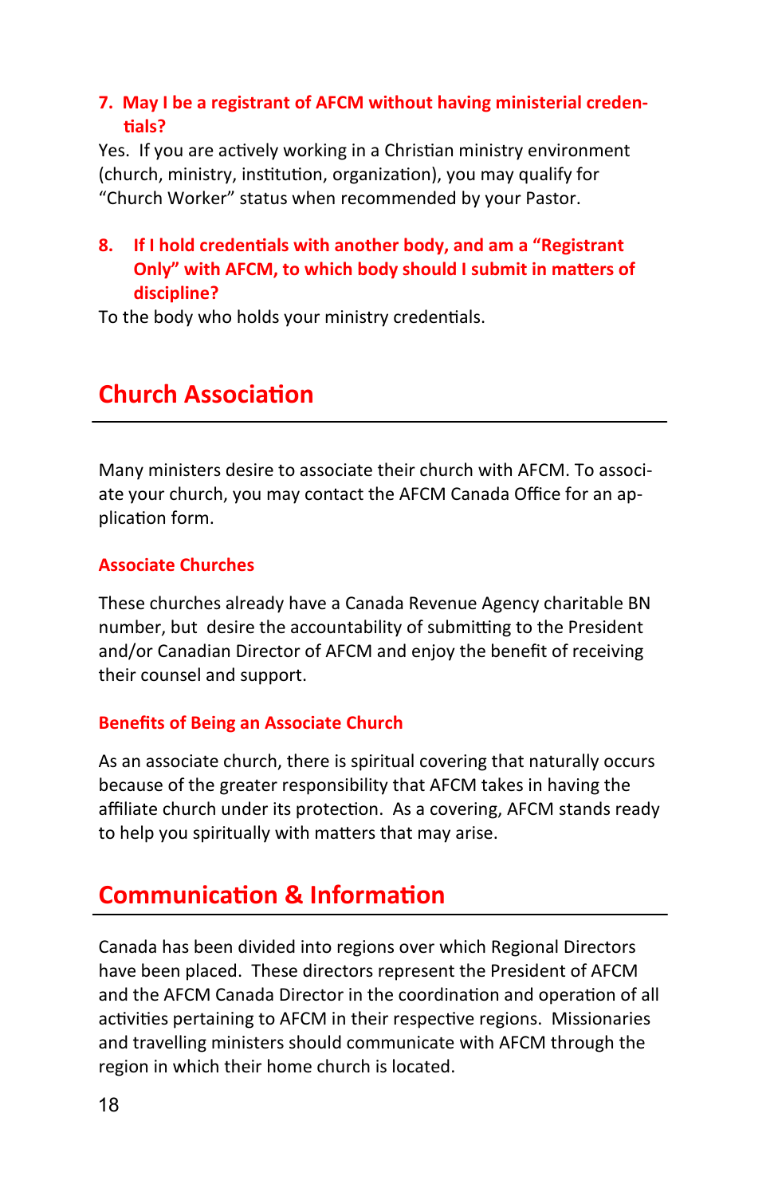**7. May I be a registrant of AFCM without having ministerial credentials?**

Yes. If you are actively working in a Christian ministry environment (church, ministry, institution, organization), you may qualify for "Church Worker" status when recommended by your Pastor.

**8. If I hold credentials with another body, and am a "Registrant Only" with AFCM, to which body should I submit in matters of discipline?**

To the body who holds your ministry credentials.

## Church Association

Many ministers desire to associate their church with AFCM. To associate your church, you may contact the AFCM Canada Office for an application form.

### Associate Churches

These churches already have a Canada Revenue Agency charitable BN number, but desire the accountability of submitting to the President and/or Canadian Director of AFCM and enjoy the benefit of receiving their counsel and support.

### Benefits of Being an Associate Church

As an associate church, there is spiritual covering that naturally occurs because of the greater responsibility that AFCM takes in having the affiliate church under its protection. As a covering, AFCM stands ready to help you spiritually with matters that may arise.

## Communication & Information

Canada has been divided into regions over which Regional Directors have been placed. These directors represent the President of AFCM and the AFCM Canada Director in the coordination and operation of all activities pertaining to AFCM in their respective regions. Missionaries and travelling ministers should communicate with AFCM through the region in which their home church is located.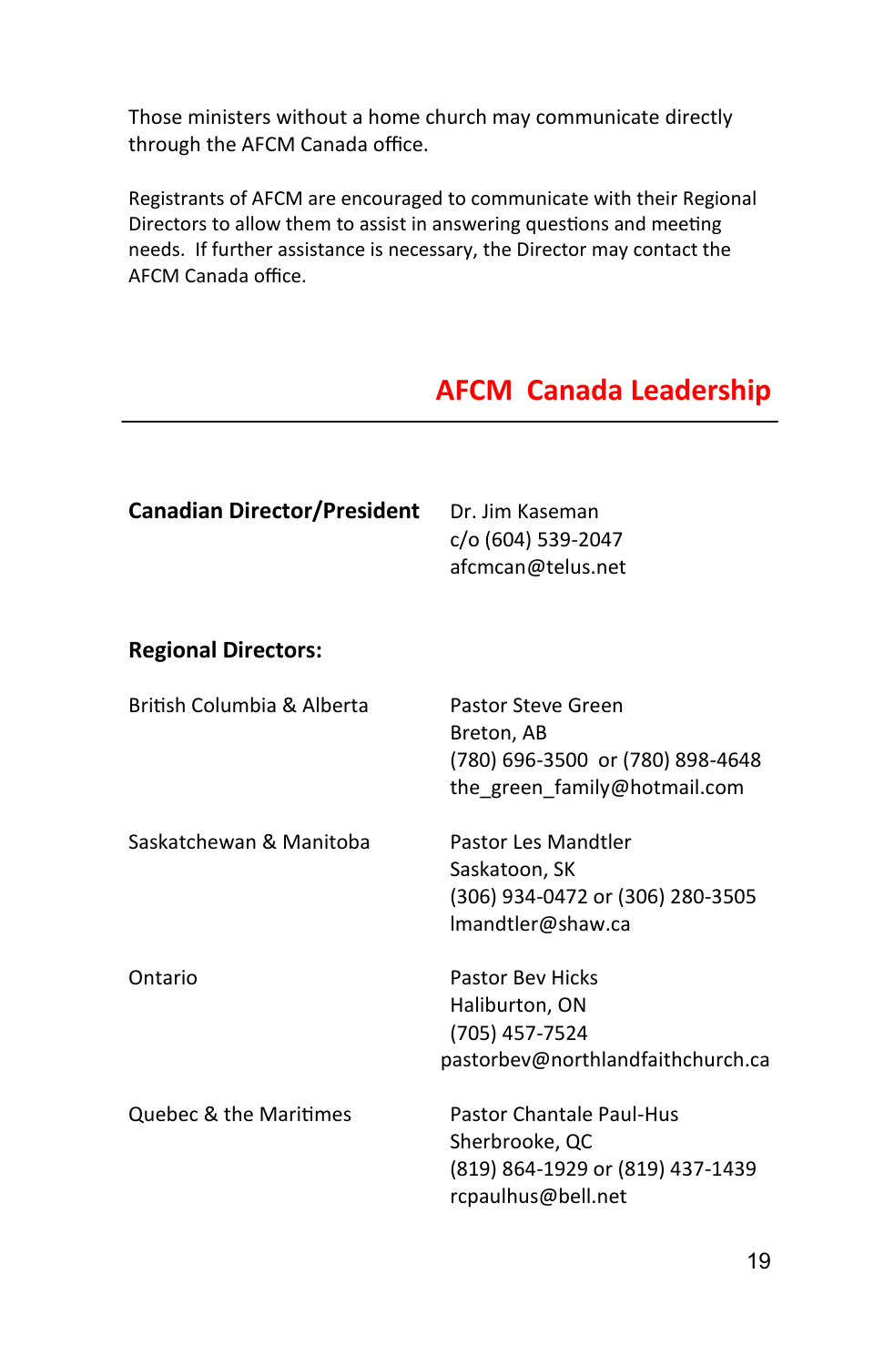Those ministers without a home church may communicate directly through the AFCM Canada office.

Registrants of AFCM are encouraged to communicate with their Regional Directors to allow them to assist in answering questions and meeting needs.  If further assistance is necessary, the Director may contact the AFCM Canada office.

## AFCM  Canada Leadership

---

**Canadian Director/President**

Dr. Jim Kaseman
c/o (604) 539-2047
afcmcan@telus.net

**Regional Directors:**

British Columbia & Alberta

Pastor Steve Green
Breton, AB
(780) 696-3500  or (780) 898-4648
the_green_family@hotmail.com

Saskatchewan & Manitoba

Pastor Les Mandtler
Saskatoon, SK
(306) 934-0472 or (306) 280-3505
lmandtler@shaw.ca

Ontario

Pastor Bev Hicks
Haliburton, ON
(705) 457-7524
pastorbev@northlandfaithchurch.ca

Quebec & the Maritimes

Pastor Chantale Paul-Hus
Sherbrooke, QC
(819) 864-1929 or (819) 437-1439
rcpaulhus@bell.net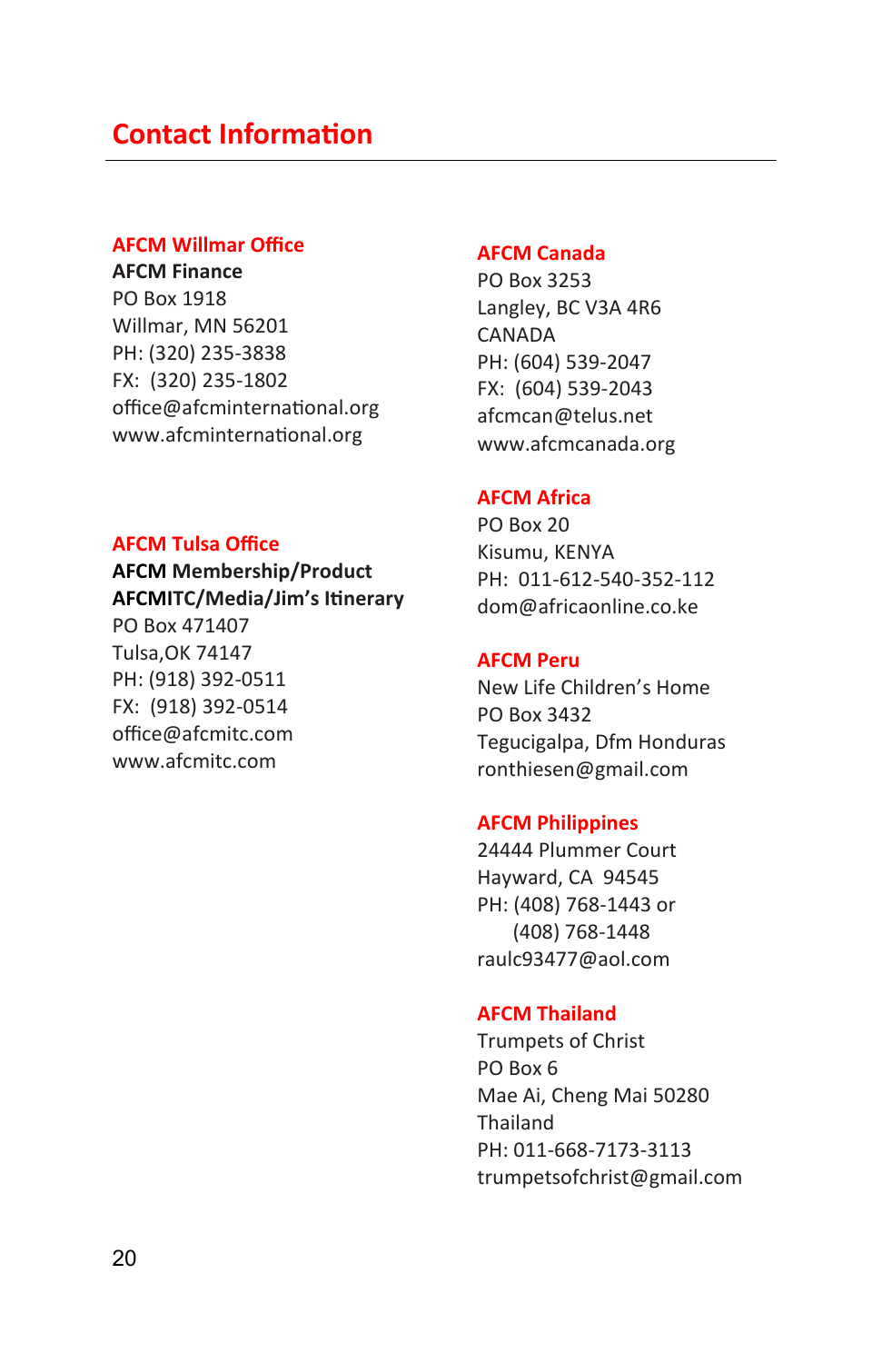# Contact Information

### AFCM Willmar Office

**AFCM Finance**
PO Box 1918
Willmar, MN 56201
PH: (320) 235-3838
FX: (320) 235-1802
office@afcminternational.org
www.afcminternational.org

### AFCM Tulsa Office

**AFCM Membership/Product**
**AFCMITC/Media/Jim's Itinerary**
PO Box 471407
Tulsa,OK 74147
PH: (918) 392-0511
FX: (918) 392-0514
office@afcmitc.com
www.afcmitc.com

### AFCM Canada

PO Box 3253
Langley, BC V3A 4R6
CANADA
PH: (604) 539-2047
FX: (604) 539-2043
afcmcan@telus.net
www.afcmcanada.org

### AFCM Africa

PO Box 20
Kisumu, KENYA
PH: 011-612-540-352-112
dom@africaonline.co.ke

### AFCM Peru

New Life Children's Home
PO Box 3432
Tegucigalpa, Dfm Honduras
ronthiesen@gmail.com

### AFCM Philippines

24444 Plummer Court
Hayward, CA 94545
PH: (408) 768-1443 or
(408) 768-1448
raulc93477@aol.com

### AFCM Thailand

Trumpets of Christ
PO Box 6
Mae Ai, Cheng Mai 50280
Thailand
PH: 011-668-7173-3113
trumpetsofchrist@gmail.com